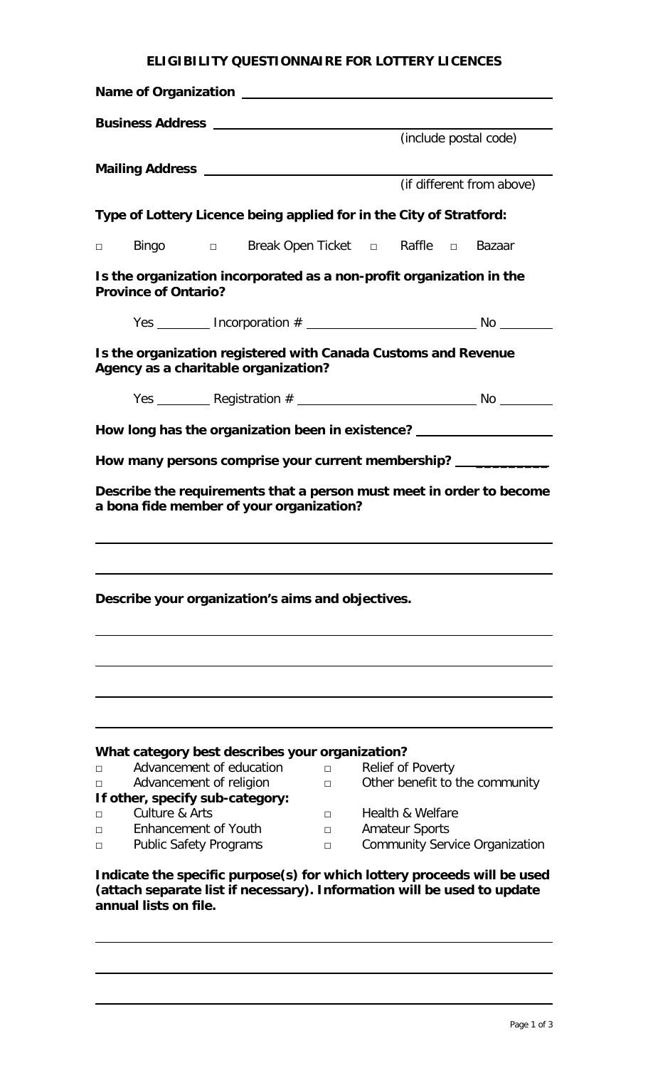# ELIGIBILITY QUESTIONNAIRE FOR LOTTERY LICENCES

**Name of Organization** ______________________________________________

**Business Address** ______________________________________________
(include postal code)

**Mailing Address** ______________________________________________
(if different from above)

**Type of Lottery Licence being applied for in the City of Stratford:**

□ Bingo □ Break Open Ticket □ Raffle □ Bazaar

**Is the organization incorporated as a non-profit organization in the Province of Ontario?**

Yes ________ Incorporation # ________________________ No ________

**Is the organization registered with Canada Customs and Revenue Agency as a charitable organization?**

Yes ________ Registration # ________________________ No ________

**How long has the organization been in existence?** __________________

**How many persons comprise your current membership?** ____________

**Describe the requirements that a person must meet in order to become a bona fide member of your organization?**

______________________________________________

______________________________________________

**Describe your organization's aims and objectives.**

______________________________________________

______________________________________________

______________________________________________

______________________________________________

**What category best describes your organization?**

- □ Advancement of education
- □ Relief of Poverty
- □ Advancement of religion
- □ Other benefit to the community

**If other, specify sub-category:**

- □ Culture & Arts
- □ Health & Welfare
- □ Enhancement of Youth
- □ Amateur Sports
- □ Public Safety Programs
- □ Community Service Organization

**Indicate the specific purpose(s) for which lottery proceeds will be used (attach separate list if necessary). Information will be used to update annual lists on file.**

______________________________________________

______________________________________________

______________________________________________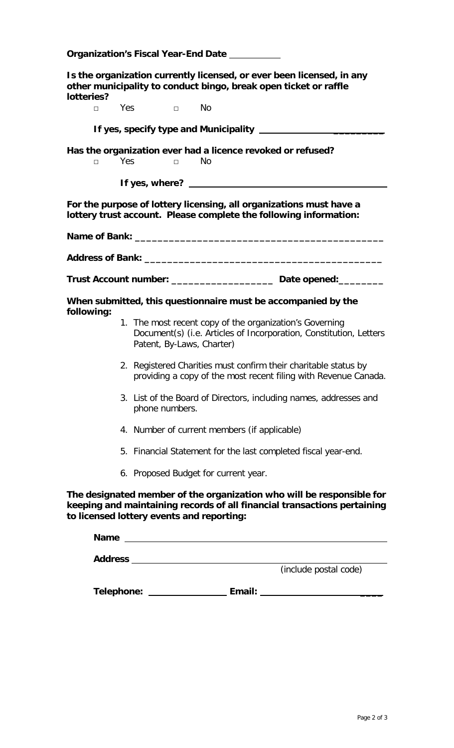**Organization's Fiscal Year-End Date** __________

**Is the organization currently licensed, or ever been licensed, in any other municipality to conduct bingo, break open ticket or raffle lotteries?**

□ Yes □ No

**If yes, specify type and Municipality** ________________________

**Has the organization ever had a licence revoked or refused?**

□ Yes □ No

**If yes, where?** ________________________________________

**For the purpose of lottery licensing, all organizations must have a lottery trust account. Please complete the following information:**

**Name of Bank:** __________________________________________

**Address of Bank:** ________________________________________

**Trust Account number:** __________________ **Date opened:**________

**When submitted, this questionnaire must be accompanied by the following:**

1. The most recent copy of the organization's Governing Document(s) (i.e. Articles of Incorporation, Constitution, Letters Patent, By-Laws, Charter)
2. Registered Charities must confirm their charitable status by providing a copy of the most recent filing with Revenue Canada.
3. List of the Board of Directors, including names, addresses and phone numbers.
4. Number of current members (if applicable)
5. Financial Statement for the last completed fiscal year-end.
6. Proposed Budget for current year.

**The designated member of the organization who will be responsible for keeping and maintaining records of all financial transactions pertaining to licensed lottery events and reporting:**

**Name** ____________________________________________

**Address** __________________________________________
(include postal code)

**Telephone:** ______________ **Email:** ____________________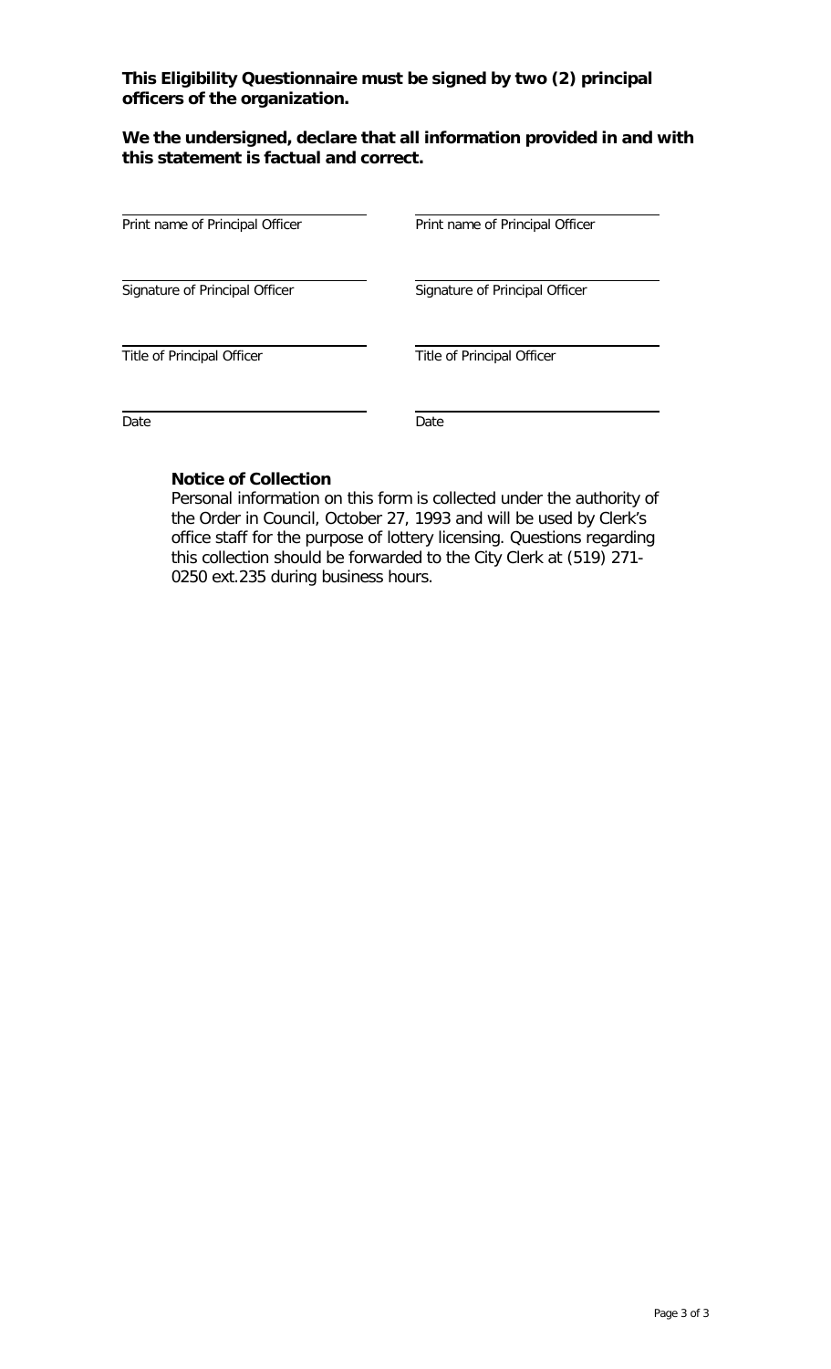**This Eligibility Questionnaire must be signed by two (2) principal officers of the organization.**

**We the undersigned, declare that all information provided in and with this statement is factual and correct.**

| | |
|---|---|
| Print name of Principal Officer | Print name of Principal Officer |
| Signature of Principal Officer | Signature of Principal Officer |
| Title of Principal Officer | Title of Principal Officer |
| Date | Date |

**Notice of Collection**

Personal information on this form is collected under the authority of the Order in Council, October 27, 1993 and will be used by Clerk's office staff for the purpose of lottery licensing. Questions regarding this collection should be forwarded to the City Clerk at (519) 271-0250 ext.235 during business hours.